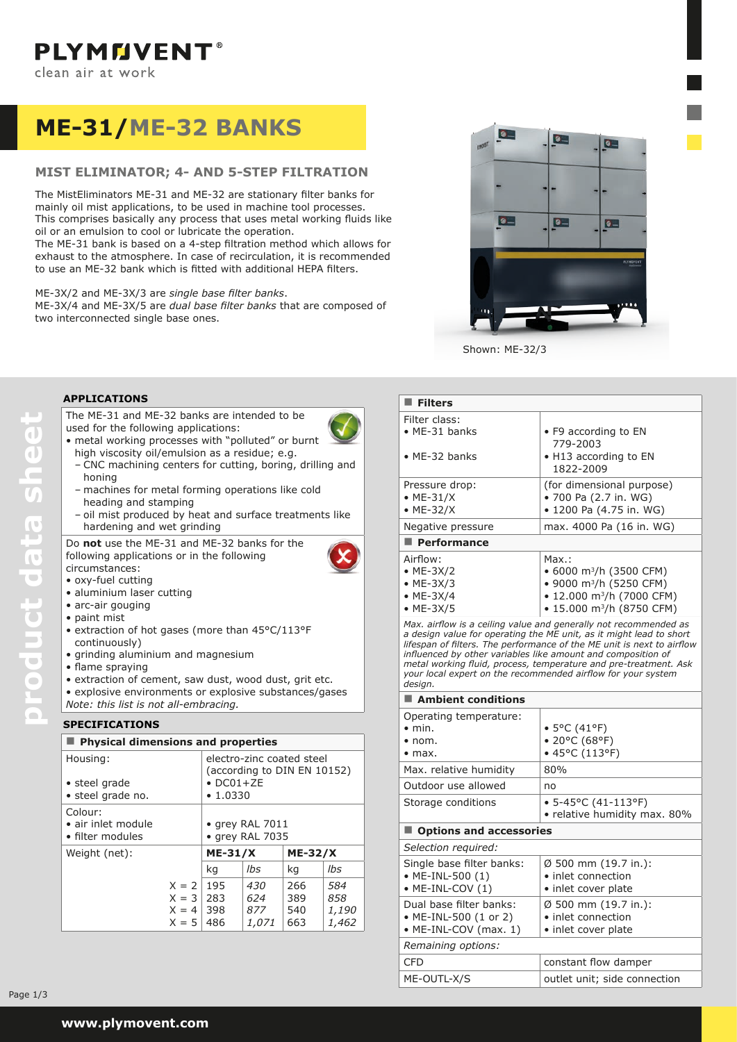PLYMOVENT®
clean air at work

# ME-31/ME-32 BANKS

## MIST ELIMINATOR; 4- AND 5-STEP FILTRATION

The MistEliminators ME-31 and ME-32 are stationary filter banks for mainly oil mist applications, to be used in machine tool processes. This comprises basically any process that uses metal working fluids like oil or an emulsion to cool or lubricate the operation.
The ME-31 bank is based on a 4-step filtration method which allows for exhaust to the atmosphere. In case of recirculation, it is recommended to use an ME-32 bank which is fitted with additional HEPA filters.

ME-3X/2 and ME-3X/3 are *single base filter banks*.
ME-3X/4 and ME-3X/5 are *dual base filter banks* that are composed of two interconnected single base ones.

Shown: ME-32/3

product data sheet

### APPLICATIONS

The ME-31 and ME-32 banks are intended to be used for the following applications:
- metal working processes with "polluted" or burnt high viscosity oil/emulsion as a residue; e.g.
  - CNC machining centers for cutting, boring, drilling and honing
  - machines for metal forming operations like cold heading and stamping
  - oil mist produced by heat and surface treatments like hardening and wet grinding

Do **not** use the ME-31 and ME-32 banks for the following applications or in the following circumstances:
- oxy-fuel cutting
- aluminium laser cutting
- arc-air gouging
- paint mist
- extraction of hot gases (more than 45°C/113°F continuously)
- grinding aluminium and magnesium
- flame spraying
- extraction of cement, saw dust, wood dust, grit etc.
- explosive environments or explosive substances/gases

*Note: this list is not all-embracing.*

### SPECIFICATIONS

| Physical dimensions and properties | | | | |
|---|---|---|---|---|
| Housing:<br>• steel grade<br>• steel grade no. | electro-zinc coated steel (according to DIN EN 10152)<br>• DC01+ZE<br>• 1.0330 | | | |
| Colour:<br>• air inlet module<br>• filter modules | • grey RAL 7011<br>• grey RAL 7035 | | | |
| Weight (net): | **ME-31/X** | | **ME-32/X** | |
| | kg | *lbs* | kg | *lbs* |
| X = 2 | 195 | *430* | 266 | *584* |
| X = 3 | 283 | *624* | 389 | *858* |
| X = 4 | 398 | *877* | 540 | *1,190* |
| X = 5 | 486 | *1,071* | 663 | *1,462* |

| Filters | |
|---|---|
| Filter class:<br>• ME-31 banks<br>• ME-32 banks | <br>• F9 according to EN 779-2003<br>• H13 according to EN 1822-2009 |
| Pressure drop:<br>• ME-31/X<br>• ME-32/X | (for dimensional purpose)<br>• 700 Pa (2.7 in. WG)<br>• 1200 Pa (4.75 in. WG) |
| Negative pressure | max. 4000 Pa (16 in. WG) |

| Performance | |
|---|---|
| Airflow:<br>• ME-3X/2<br>• ME-3X/3<br>• ME-3X/4<br>• ME-3X/5 | Max.:<br>• 6000 m³/h (3500 CFM)<br>• 9000 m³/h (5250 CFM)<br>• 12.000 m³/h (7000 CFM)<br>• 15.000 m³/h (8750 CFM) |

*Max. airflow is a ceiling value and generally not recommended as a design value for operating the ME unit, as it might lead to short lifespan of filters. The performance of the ME unit is next to airflow influenced by other variables like amount and composition of metal working fluid, process, temperature and pre-treatment. Ask your local expert on the recommended airflow for your system design.*

| Ambient conditions | |
|---|---|
| Operating temperature:<br>• min.<br>• nom.<br>• max. | <br>• 5°C (41°F)<br>• 20°C (68°F)<br>• 45°C (113°F) |
| Max. relative humidity | 80% |
| Outdoor use allowed | no |
| Storage conditions | • 5-45°C (41-113°F)<br>• relative humidity max. 80% |

| Options and accessories | |
|---|---|
| *Selection required:* | |
| Single base filter banks:<br>• ME-INL-500 (1)<br>• ME-INL-COV (1) | Ø 500 mm (19.7 in.):<br>• inlet connection<br>• inlet cover plate |
| Dual base filter banks:<br>• ME-INL-500 (1 or 2)<br>• ME-INL-COV (max. 1) | Ø 500 mm (19.7 in.):<br>• inlet connection<br>• inlet cover plate |
| *Remaining options:* | |
| CFD | constant flow damper |
| ME-OUTL-X/S | outlet unit; side connection |

www.plymovent.com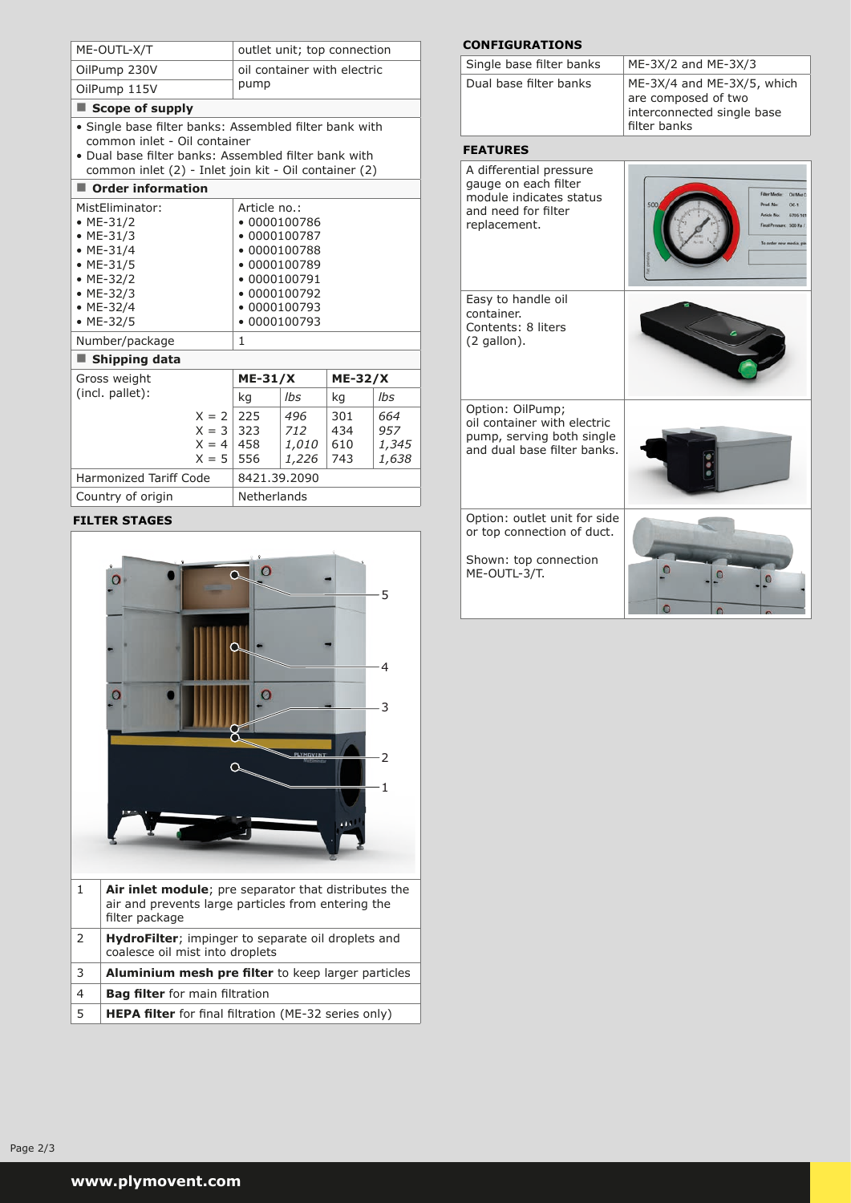| | |
|---|---|
| ME-OUTL-X/T | outlet unit; top connection |
| OilPump 230V | oil container with electric pump |
| OilPump 115V | |

## Scope of supply

- Single base filter banks: Assembled filter bank with common inlet - Oil container
- Dual base filter banks: Assembled filter bank with common inlet (2) - Inlet join kit - Oil container (2)

## Order information

| MistEliminator: | Article no.: |
|---|---|
| • ME-31/2 | • 0000100786 |
| • ME-31/3 | • 0000100787 |
| • ME-31/4 | • 0000100788 |
| • ME-31/5 | • 0000100789 |
| • ME-32/2 | • 0000100791 |
| • ME-32/3 | • 0000100792 |
| • ME-32/4 | • 0000100793 |
| • ME-32/5 | • 0000100793 |
| Number/package | 1 |

## Shipping data

| Gross weight (incl. pallet): | **ME-31/X** | | **ME-32/X** | |
|---|---|---|---|---|
| | kg | *lbs* | kg | *lbs* |
| X = 2 | 225 | *496* | 301 | *664* |
| X = 3 | 323 | *712* | 434 | *957* |
| X = 4 | 458 | *1,010* | 610 | *1,345* |
| X = 5 | 556 | *1,226* | 743 | *1,638* |
| Harmonized Tariff Code | 8421.39.2090 | | | |
| Country of origin | Netherlands | | | |

## FILTER STAGES

| | |
|---|---|
| 1 | **Air inlet module**; pre separator that distributes the air and prevents large particles from entering the filter package |
| 2 | **HydroFilter**; impinger to separate oil droplets and coalesce oil mist into droplets |
| 3 | **Aluminium mesh pre filter** to keep larger particles |
| 4 | **Bag filter** for main filtration |
| 5 | **HEPA filter** for final filtration (ME-32 series only) |

## CONFIGURATIONS

| | |
|---|---|
| Single base filter banks | ME-3X/2 and ME-3X/3 |
| Dual base filter banks | ME-3X/4 and ME-3X/5, which are composed of two interconnected single base filter banks |

## FEATURES

A differential pressure gauge on each filter module indicates status and need for filter replacement.

Easy to handle oil container. Contents: 8 liters (2 gallon).

Option: OilPump; oil container with electric pump, serving both single and dual base filter banks.

Option: outlet unit for side or top connection of duct.

Shown: top connection ME-OUTL-3/T.

www.plymovent.com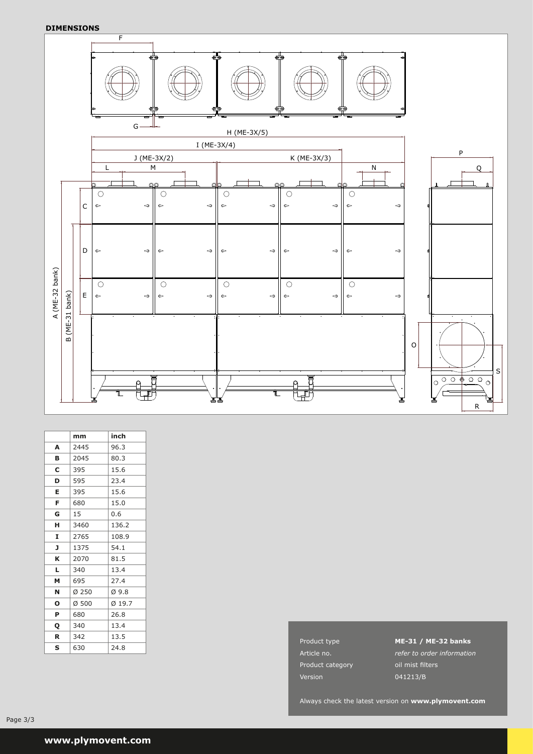## DIMENSIONS

F

G

H (ME-3X/5)

I (ME-3X/4)

J (ME-3X/2)

K (ME-3X/3)

L

M

N

P

Q

A (ME-32 bank)

B (ME-31 bank)

C

D

E

O

S

R

| | mm | inch |
|---|---|---|
| **A** | 2445 | 96.3 |
| **B** | 2045 | 80.3 |
| **C** | 395 | 15.6 |
| **D** | 595 | 23.4 |
| **E** | 395 | 15.6 |
| **F** | 680 | 15.0 |
| **G** | 15 | 0.6 |
| **H** | 3460 | 136.2 |
| **I** | 2765 | 108.9 |
| **J** | 1375 | 54.1 |
| **K** | 2070 | 81.5 |
| **L** | 340 | 13.4 |
| **M** | 695 | 27.4 |
| **N** | Ø 250 | Ø 9.8 |
| **O** | Ø 500 | Ø 19.7 |
| **P** | 680 | 26.8 |
| **Q** | 340 | 13.4 |
| **R** | 342 | 13.5 |
| **S** | 630 | 24.8 |

| | |
|---|---|
| Product type | **ME-31 / ME-32 banks** |
| Article no. | *refer to order information* |
| Product category | oil mist filters |
| Version | 041213/B |

Always check the latest version on **www.plymovent.com**

**www.plymovent.com**